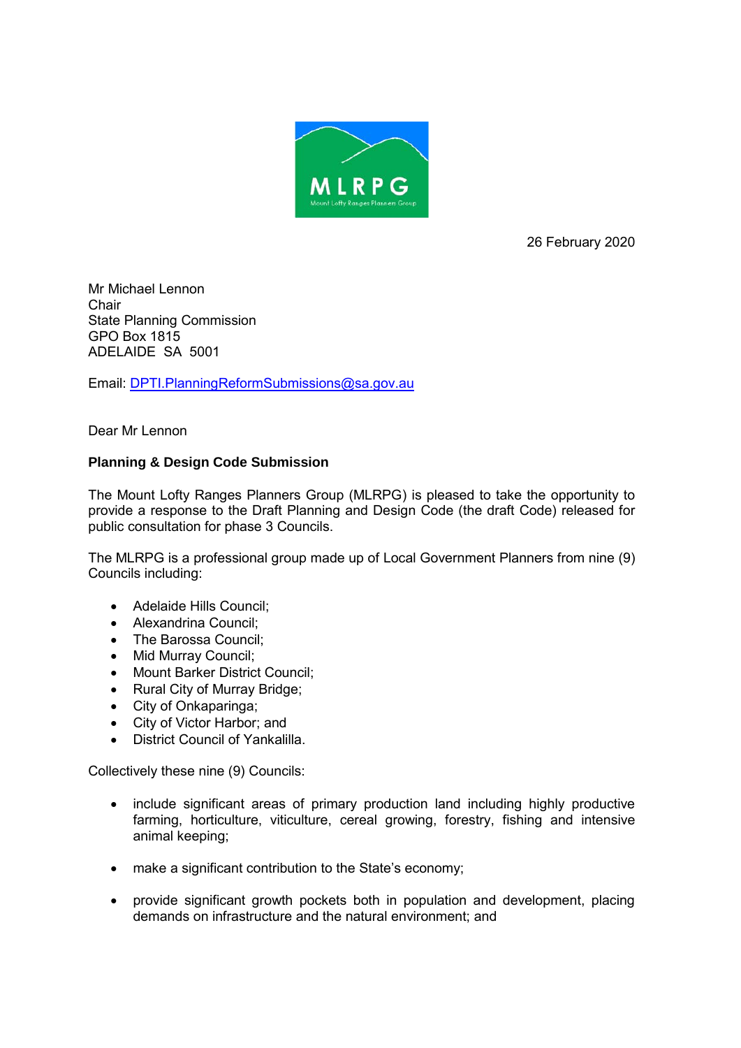MLRPG

Mount Lofty Ranges Planners Group

26 February 2020

Mr Michael Lennon
Chair
State Planning Commission
GPO Box 1815
ADELAIDE SA 5001

Email: [DPTI.PlanningReformSubmissions@sa.gov.au](mailto:DPTI.PlanningReformSubmissions@sa.gov.au)

Dear Mr Lennon

**Planning & Design Code Submission**

The Mount Lofty Ranges Planners Group (MLRPG) is pleased to take the opportunity to provide a response to the Draft Planning and Design Code (the draft Code) released for public consultation for phase 3 Councils.

The MLRPG is a professional group made up of Local Government Planners from nine (9) Councils including:

- Adelaide Hills Council;
- Alexandrina Council;
- The Barossa Council;
- Mid Murray Council;
- Mount Barker District Council;
- Rural City of Murray Bridge;
- City of Onkaparinga;
- City of Victor Harbor; and
- District Council of Yankalilla.

Collectively these nine (9) Councils:

- include significant areas of primary production land including highly productive farming, horticulture, viticulture, cereal growing, forestry, fishing and intensive animal keeping;
- make a significant contribution to the State's economy;
- provide significant growth pockets both in population and development, placing demands on infrastructure and the natural environment; and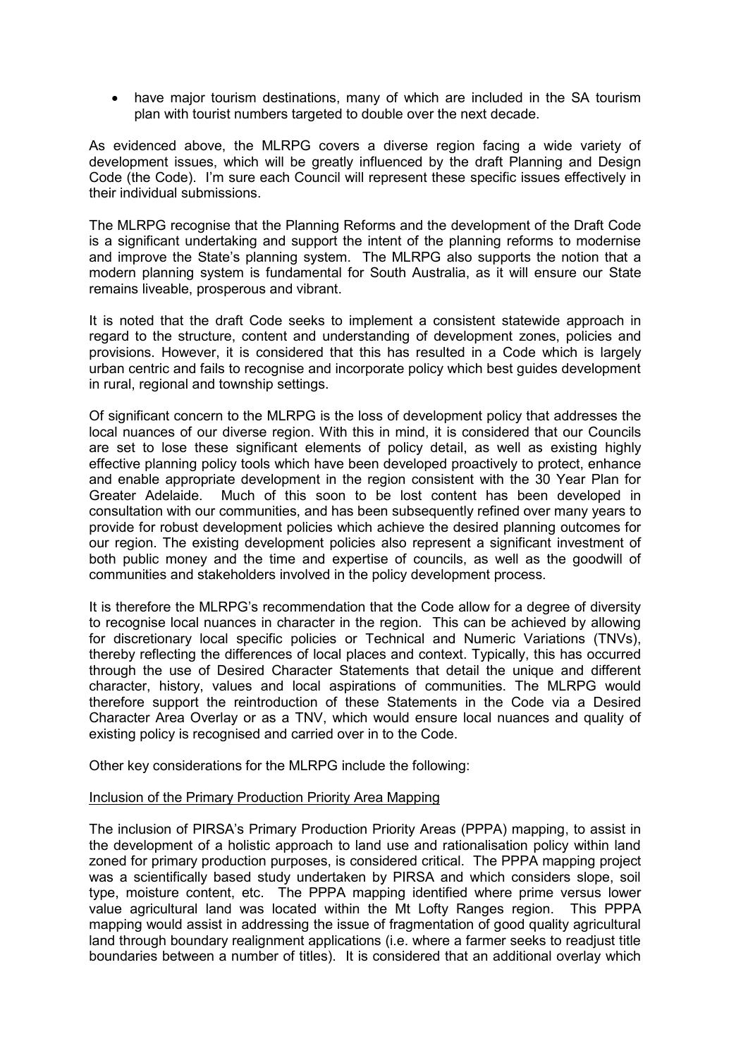- have major tourism destinations, many of which are included in the SA tourism plan with tourist numbers targeted to double over the next decade.

As evidenced above, the MLRPG covers a diverse region facing a wide variety of development issues, which will be greatly influenced by the draft Planning and Design Code (the Code). I'm sure each Council will represent these specific issues effectively in their individual submissions.

The MLRPG recognise that the Planning Reforms and the development of the Draft Code is a significant undertaking and support the intent of the planning reforms to modernise and improve the State's planning system. The MLRPG also supports the notion that a modern planning system is fundamental for South Australia, as it will ensure our State remains liveable, prosperous and vibrant.

It is noted that the draft Code seeks to implement a consistent statewide approach in regard to the structure, content and understanding of development zones, policies and provisions. However, it is considered that this has resulted in a Code which is largely urban centric and fails to recognise and incorporate policy which best guides development in rural, regional and township settings.

Of significant concern to the MLRPG is the loss of development policy that addresses the local nuances of our diverse region. With this in mind, it is considered that our Councils are set to lose these significant elements of policy detail, as well as existing highly effective planning policy tools which have been developed proactively to protect, enhance and enable appropriate development in the region consistent with the 30 Year Plan for Greater Adelaide. Much of this soon to be lost content has been developed in consultation with our communities, and has been subsequently refined over many years to provide for robust development policies which achieve the desired planning outcomes for our region. The existing development policies also represent a significant investment of both public money and the time and expertise of councils, as well as the goodwill of communities and stakeholders involved in the policy development process.

It is therefore the MLRPG's recommendation that the Code allow for a degree of diversity to recognise local nuances in character in the region. This can be achieved by allowing for discretionary local specific policies or Technical and Numeric Variations (TNVs), thereby reflecting the differences of local places and context. Typically, this has occurred through the use of Desired Character Statements that detail the unique and different character, history, values and local aspirations of communities. The MLRPG would therefore support the reintroduction of these Statements in the Code via a Desired Character Area Overlay or as a TNV, which would ensure local nuances and quality of existing policy is recognised and carried over in to the Code.

Other key considerations for the MLRPG include the following:

<u>Inclusion of the Primary Production Priority Area Mapping</u>

The inclusion of PIRSA's Primary Production Priority Areas (PPPA) mapping, to assist in the development of a holistic approach to land use and rationalisation policy within land zoned for primary production purposes, is considered critical. The PPPA mapping project was a scientifically based study undertaken by PIRSA and which considers slope, soil type, moisture content, etc. The PPPA mapping identified where prime versus lower value agricultural land was located within the Mt Lofty Ranges region. This PPPA mapping would assist in addressing the issue of fragmentation of good quality agricultural land through boundary realignment applications (i.e. where a farmer seeks to readjust title boundaries between a number of titles). It is considered that an additional overlay which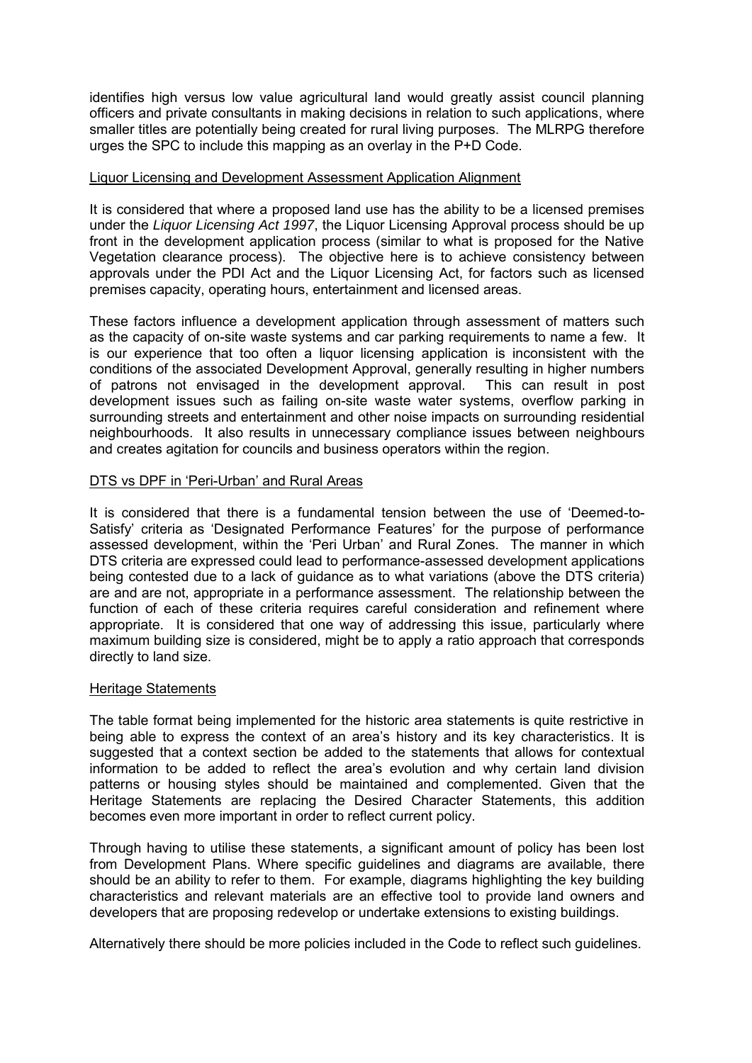identifies high versus low value agricultural land would greatly assist council planning officers and private consultants in making decisions in relation to such applications, where smaller titles are potentially being created for rural living purposes. The MLRPG therefore urges the SPC to include this mapping as an overlay in the P+D Code.

## Liquor Licensing and Development Assessment Application Alignment

It is considered that where a proposed land use has the ability to be a licensed premises under the *Liquor Licensing Act 1997*, the Liquor Licensing Approval process should be up front in the development application process (similar to what is proposed for the Native Vegetation clearance process). The objective here is to achieve consistency between approvals under the PDI Act and the Liquor Licensing Act, for factors such as licensed premises capacity, operating hours, entertainment and licensed areas.

These factors influence a development application through assessment of matters such as the capacity of on-site waste systems and car parking requirements to name a few. It is our experience that too often a liquor licensing application is inconsistent with the conditions of the associated Development Approval, generally resulting in higher numbers of patrons not envisaged in the development approval. This can result in post development issues such as failing on-site waste water systems, overflow parking in surrounding streets and entertainment and other noise impacts on surrounding residential neighbourhoods. It also results in unnecessary compliance issues between neighbours and creates agitation for councils and business operators within the region.

## DTS vs DPF in 'Peri-Urban' and Rural Areas

It is considered that there is a fundamental tension between the use of 'Deemed-to-Satisfy' criteria as 'Designated Performance Features' for the purpose of performance assessed development, within the 'Peri Urban' and Rural Zones. The manner in which DTS criteria are expressed could lead to performance-assessed development applications being contested due to a lack of guidance as to what variations (above the DTS criteria) are and are not, appropriate in a performance assessment. The relationship between the function of each of these criteria requires careful consideration and refinement where appropriate. It is considered that one way of addressing this issue, particularly where maximum building size is considered, might be to apply a ratio approach that corresponds directly to land size.

## Heritage Statements

The table format being implemented for the historic area statements is quite restrictive in being able to express the context of an area's history and its key characteristics. It is suggested that a context section be added to the statements that allows for contextual information to be added to reflect the area's evolution and why certain land division patterns or housing styles should be maintained and complemented. Given that the Heritage Statements are replacing the Desired Character Statements, this addition becomes even more important in order to reflect current policy.

Through having to utilise these statements, a significant amount of policy has been lost from Development Plans. Where specific guidelines and diagrams are available, there should be an ability to refer to them. For example, diagrams highlighting the key building characteristics and relevant materials are an effective tool to provide land owners and developers that are proposing redevelop or undertake extensions to existing buildings.

Alternatively there should be more policies included in the Code to reflect such guidelines.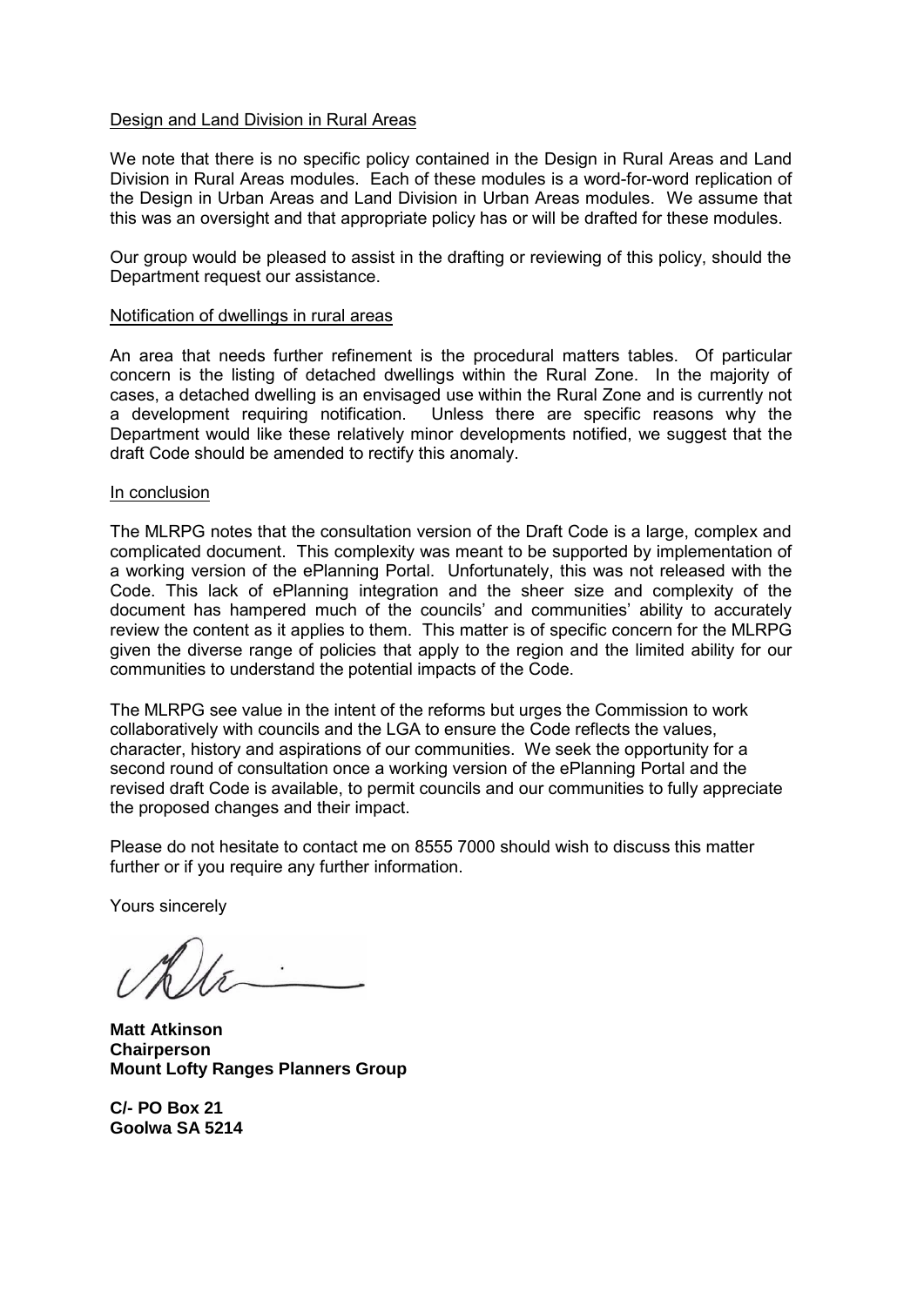Design and Land Division in Rural Areas

We note that there is no specific policy contained in the Design in Rural Areas and Land Division in Rural Areas modules. Each of these modules is a word-for-word replication of the Design in Urban Areas and Land Division in Urban Areas modules. We assume that this was an oversight and that appropriate policy has or will be drafted for these modules.

Our group would be pleased to assist in the drafting or reviewing of this policy, should the Department request our assistance.

Notification of dwellings in rural areas

An area that needs further refinement is the procedural matters tables. Of particular concern is the listing of detached dwellings within the Rural Zone. In the majority of cases, a detached dwelling is an envisaged use within the Rural Zone and is currently not a development requiring notification. Unless there are specific reasons why the Department would like these relatively minor developments notified, we suggest that the draft Code should be amended to rectify this anomaly.

In conclusion

The MLRPG notes that the consultation version of the Draft Code is a large, complex and complicated document. This complexity was meant to be supported by implementation of a working version of the ePlanning Portal. Unfortunately, this was not released with the Code. This lack of ePlanning integration and the sheer size and complexity of the document has hampered much of the councils' and communities' ability to accurately review the content as it applies to them. This matter is of specific concern for the MLRPG given the diverse range of policies that apply to the region and the limited ability for our communities to understand the potential impacts of the Code.

The MLRPG see value in the intent of the reforms but urges the Commission to work collaboratively with councils and the LGA to ensure the Code reflects the values, character, history and aspirations of our communities. We seek the opportunity for a second round of consultation once a working version of the ePlanning Portal and the revised draft Code is available, to permit councils and our communities to fully appreciate the proposed changes and their impact.

Please do not hesitate to contact me on 8555 7000 should wish to discuss this matter further or if you require any further information.

Yours sincerely

**Matt Atkinson**
**Chairperson**
**Mount Lofty Ranges Planners Group**

**C/- PO Box 21**
**Goolwa SA 5214**